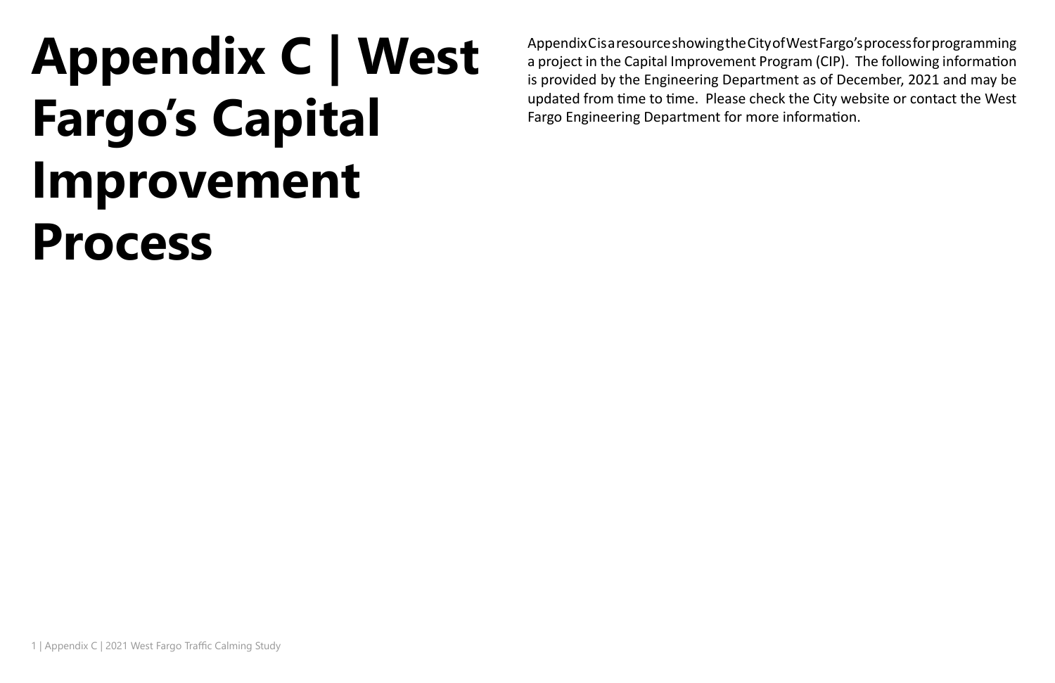# Appendix C | West Fargo's Capital Improvement Process

Appendix C is a resource showing the City of West Fargo's process for programming a project in the Capital Improvement Program (CIP). The following information is provided by the Engineering Department as of December, 2021 and may be updated from time to time. Please check the City website or contact the West Fargo Engineering Department for more information.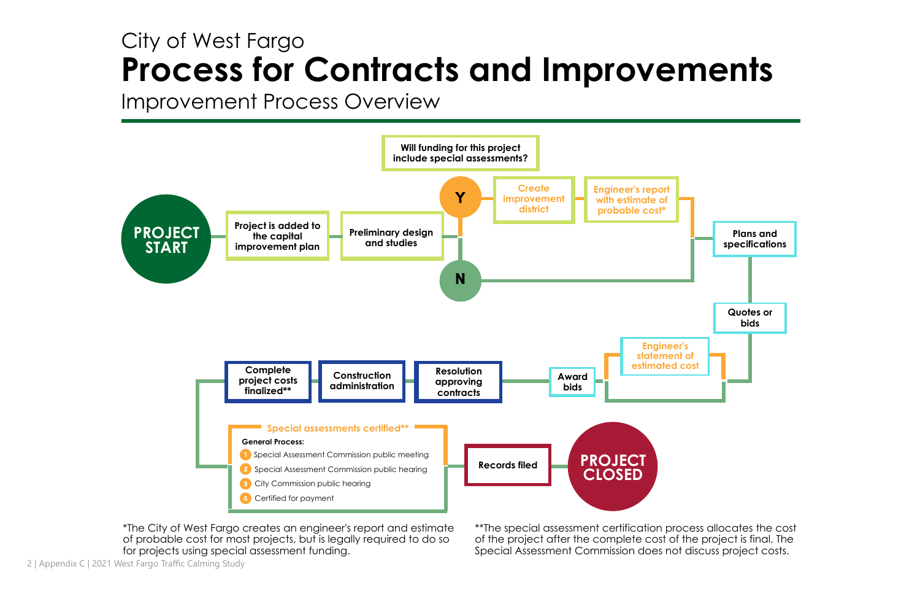City of West Fargo

# Process for Contracts and Improvements

## Improvement Process Overview

PROJECT START

Project is added to the capital improvement plan

Preliminary design and studies

Will funding for this project include special assessments?

Y

Create improvement district

Engineer's report with estimate of probable cost*

N

Plans and specifications

Quotes or bids

Engineer's statement of estimated cost

Award bids

Resolution approving contracts

Construction administration

Complete project costs finalized**

Special assessments certified**

**General Process:**

1. Special Assessment Commission public meeting
2. Special Assessment Commission public hearing
3. City Commission public hearing
4. Certified for payment

Records filed

PROJECT CLOSED

*The City of West Fargo creates an engineer's report and estimate of probable cost for most projects, but is legally required to do so for projects using special assessment funding.

**The special assessment certification process allocates the cost of the project after the complete cost of the project is final. The Special Assessment Commission does not discuss project costs.